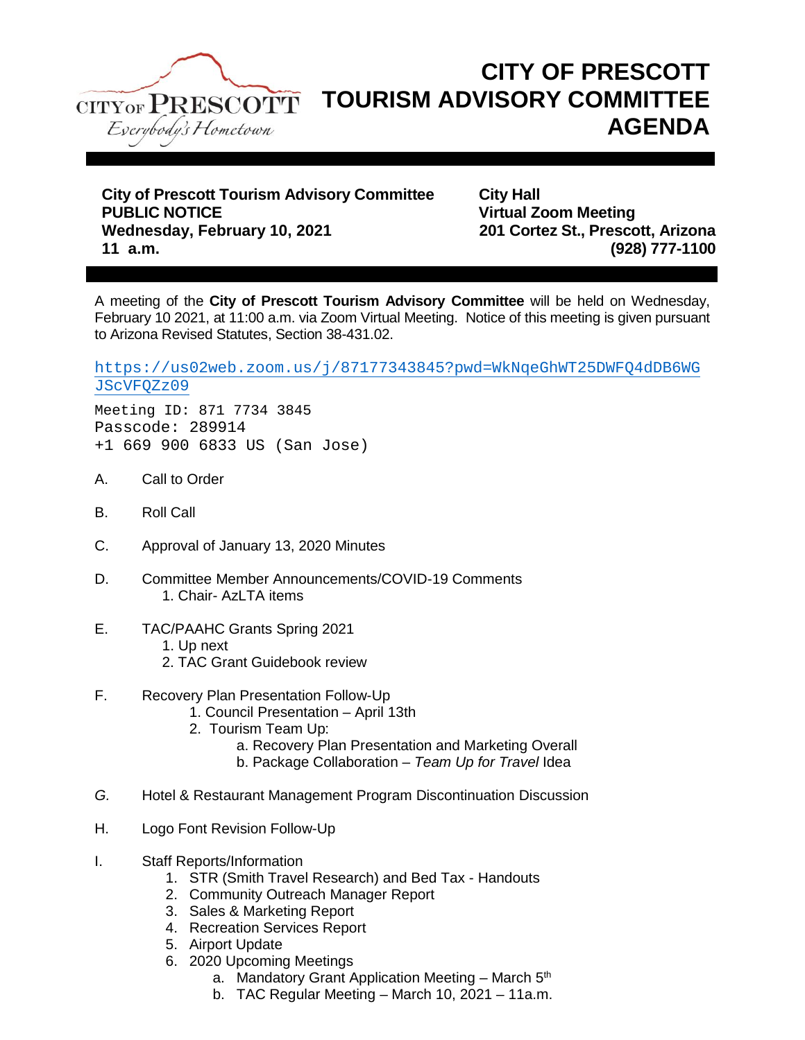CITY OF PRESCOTT
Everybody's Hometown

# CITY OF PRESCOTT TOURISM ADVISORY COMMITTEE AGENDA

**City of Prescott Tourism Advisory Committee**
**PUBLIC NOTICE**
**Wednesday, February 10, 2021**
**11 a.m.**

**City Hall**
**Virtual Zoom Meeting**
**201 Cortez St., Prescott, Arizona**
**(928) 777-1100**

A meeting of the **City of Prescott Tourism Advisory Committee** will be held on Wednesday, February 10 2021, at 11:00 a.m. via Zoom Virtual Meeting. Notice of this meeting is given pursuant to Arizona Revised Statutes, Section 38-431.02.

https://us02web.zoom.us/j/87177343845?pwd=WkNqeGhWT25DWFQ4dDB6WGJScVFQZz09

Meeting ID: 871 7734 3845
Passcode: 289914
+1 669 900 6833 US (San Jose)

A. Call to Order

B. Roll Call

C. Approval of January 13, 2020 Minutes

D. Committee Member Announcements/COVID-19 Comments
   1. Chair- AzLTA items

E. TAC/PAAHC Grants Spring 2021
   1. Up next
   2. TAC Grant Guidebook review

F. Recovery Plan Presentation Follow-Up
   1. Council Presentation – April 13th
   2. Tourism Team Up:
      a. Recovery Plan Presentation and Marketing Overall
      b. Package Collaboration – *Team Up for Travel* Idea

*G.* Hotel & Restaurant Management Program Discontinuation Discussion

H. Logo Font Revision Follow-Up

I. Staff Reports/Information
   1. STR (Smith Travel Research) and Bed Tax - Handouts
   2. Community Outreach Manager Report
   3. Sales & Marketing Report
   4. Recreation Services Report
   5. Airport Update
   6. 2020 Upcoming Meetings
      a. Mandatory Grant Application Meeting – March 5th
      b. TAC Regular Meeting – March 10, 2021 – 11a.m.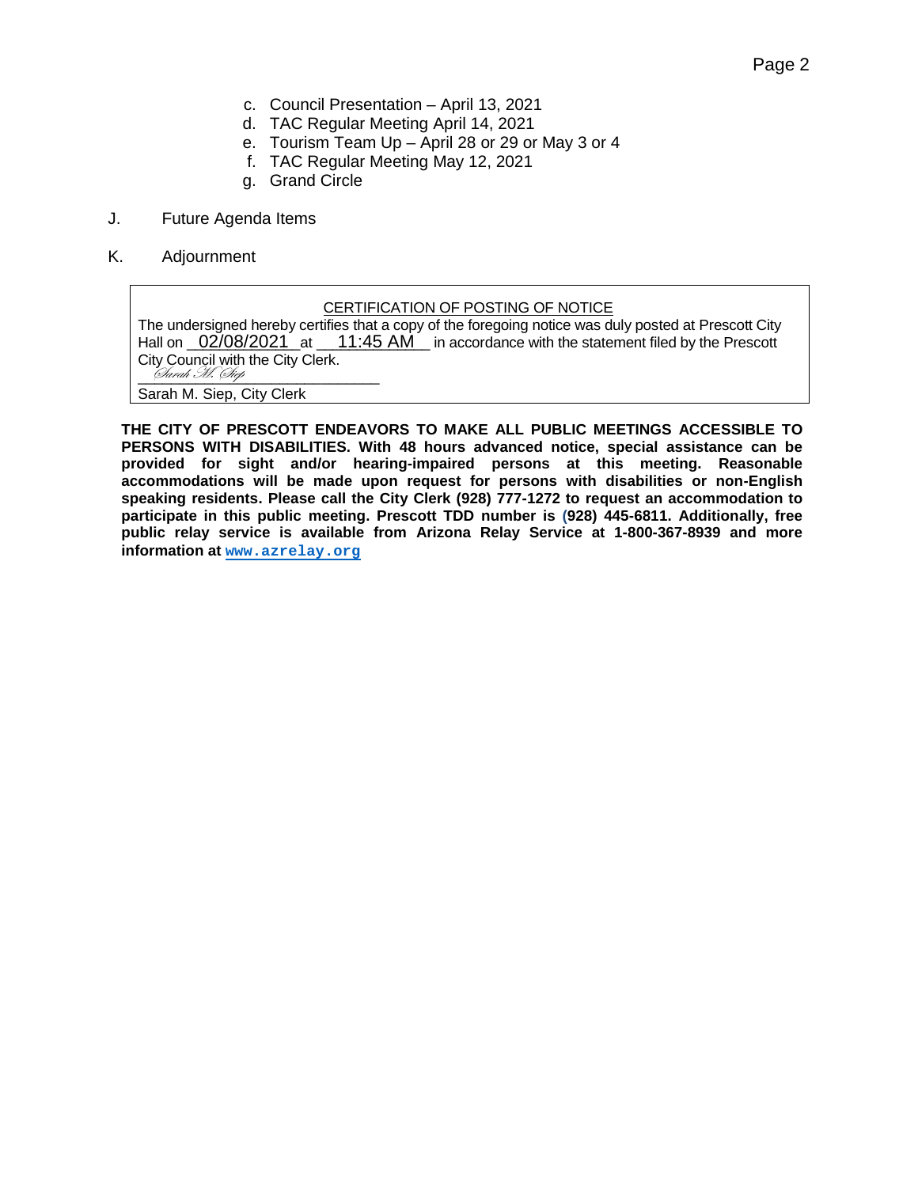c. Council Presentation – April 13, 2021
d. TAC Regular Meeting April 14, 2021
e. Tourism Team Up – April 28 or 29 or May 3 or 4
f. TAC Regular Meeting May 12, 2021
g. Grand Circle

J. Future Agenda Items

K. Adjournment

CERTIFICATION OF POSTING OF NOTICE

The undersigned hereby certifies that a copy of the foregoing notice was duly posted at Prescott City Hall on 02/08/2021 at 11:45 AM in accordance with the statement filed by the Prescott City Council with the City Clerk.

*Sarah M. Siep*

Sarah M. Siep, City Clerk

**THE CITY OF PRESCOTT ENDEAVORS TO MAKE ALL PUBLIC MEETINGS ACCESSIBLE TO PERSONS WITH DISABILITIES. With 48 hours advanced notice, special assistance can be provided for sight and/or hearing-impaired persons at this meeting. Reasonable accommodations will be made upon request for persons with disabilities or non-English speaking residents. Please call the City Clerk (928) 777-1272 to request an accommodation to participate in this public meeting. Prescott TDD number is (928) 445-6811. Additionally, free public relay service is available from Arizona Relay Service at 1-800-367-8939 and more information at www.azrelay.org**